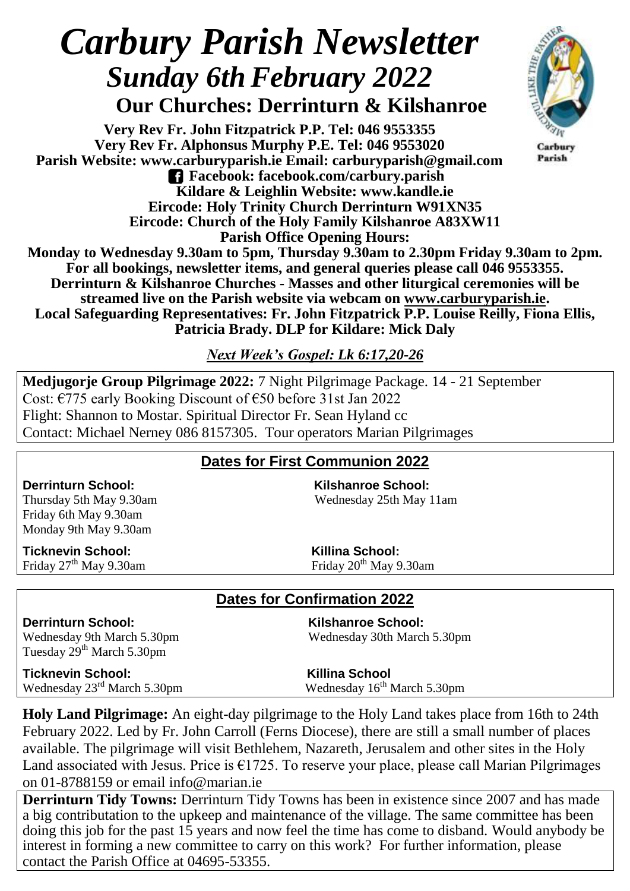# *Carbury Parish Newsletter*
## *Sunday 6th February 2022*
### Our Churches: Derrinturn & Kilshanroe

Carbury Parish

**Very Rev Fr. John Fitzpatrick P.P. Tel: 046 9553355**
**Very Rev Fr. Alphonsus Murphy P.E. Tel: 046 9553020**
**Parish Website: www.carburyparish.ie Email: carburyparish@gmail.com**
**Facebook: facebook.com/carbury.parish**
**Kildare & Leighlin Website: www.kandle.ie**
**Eircode: Holy Trinity Church Derrinturn W91XN35**
**Eircode: Church of the Holy Family Kilshanroe A83XW11**
**Parish Office Opening Hours:**
**Monday to Wednesday 9.30am to 5pm, Thursday 9.30am to 2.30pm Friday 9.30am to 2pm.**
**For all bookings, newsletter items, and general queries please call 046 9553355.**
**Derrinturn & Kilshanroe Churches - Masses and other liturgical ceremonies will be streamed live on the Parish website via webcam on www.carburyparish.ie.**
**Local Safeguarding Representatives: Fr. John Fitzpatrick P.P. Louise Reilly, Fiona Ellis, Patricia Brady. DLP for Kildare: Mick Daly**

***Next Week's Gospel: Lk 6:17,20-26***

**Medjugorje Group Pilgrimage 2022:** 7 Night Pilgrimage Package. 14 - 21 September
Cost: €775 early Booking Discount of €50 before 31st Jan 2022
Flight: Shannon to Mostar. Spiritual Director Fr. Sean Hyland cc
Contact: Michael Nerney 086 8157305. Tour operators Marian Pilgrimages

## Dates for First Communion 2022

**Derrinturn School:**
Thursday 5th May 9.30am
Friday 6th May 9.30am
Monday 9th May 9.30am

**Kilshanroe School:**
Wednesday 25th May 11am

**Ticknevin School:**
Friday 27th May 9.30am

**Killina School:**
Friday 20th May 9.30am

## Dates for Confirmation 2022

**Derrinturn School:**
Wednesday 9th March 5.30pm
Tuesday 29th March 5.30pm

**Kilshanroe School:**
Wednesday 30th March 5.30pm

**Ticknevin School:**
Wednesday 23rd March 5.30pm

**Killina School**
Wednesday 16th March 5.30pm

**Holy Land Pilgrimage:** An eight-day pilgrimage to the Holy Land takes place from 16th to 24th February 2022. Led by Fr. John Carroll (Ferns Diocese), there are still a small number of places available. The pilgrimage will visit Bethlehem, Nazareth, Jerusalem and other sites in the Holy Land associated with Jesus. Price is €1725. To reserve your place, please call Marian Pilgrimages on 01-8788159 or email info@marian.ie

**Derrinturn Tidy Towns:** Derrinturn Tidy Towns has been in existence since 2007 and has made a big contributation to the upkeep and maintenance of the village. The same committee has been doing this job for the past 15 years and now feel the time has come to disband. Would anybody be interest in forming a new committee to carry on this work? For further information, please contact the Parish Office at 04695-53355.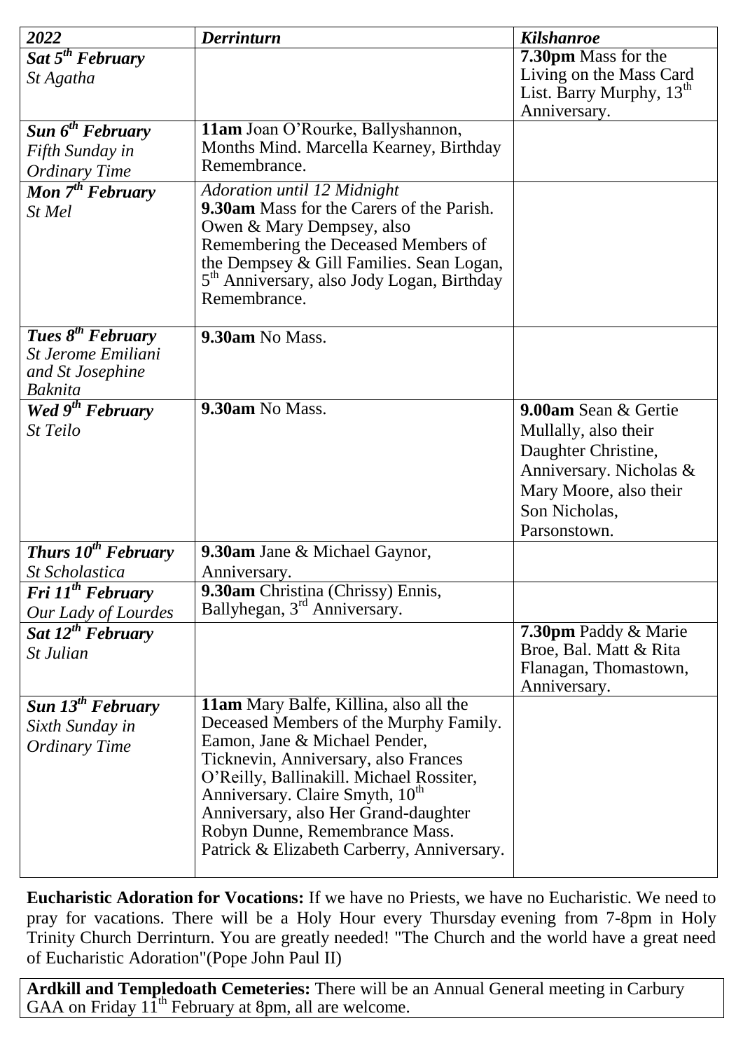| *2022* | *Derrinturn* | *Kilshanroe* |
|---|---|---|
| ***Sat 5th February*** *St Agatha* | | **7.30pm** Mass for the Living on the Mass Card List. Barry Murphy, 13th Anniversary. |
| ***Sun 6th February*** *Fifth Sunday in Ordinary Time* | **11am** Joan O'Rourke, Ballyshannon, Months Mind. Marcella Kearney, Birthday Remembrance. | |
| ***Mon 7th February*** *St Mel* | *Adoration until 12 Midnight* **9.30am** Mass for the Carers of the Parish. Owen & Mary Dempsey, also Remembering the Deceased Members of the Dempsey & Gill Families. Sean Logan, 5th Anniversary, also Jody Logan, Birthday Remembrance. | |
| ***Tues 8th February*** *St Jerome Emiliani and St Josephine Baknita* | **9.30am** No Mass. | |
| ***Wed 9th February*** *St Teilo* | **9.30am** No Mass. | **9.00am** Sean & Gertie Mullally, also their Daughter Christine, Anniversary. Nicholas & Mary Moore, also their Son Nicholas, Parsonstown. |
| ***Thurs 10th February*** *St Scholastica* | **9.30am** Jane & Michael Gaynor, Anniversary. | |
| ***Fri 11th February*** *Our Lady of Lourdes* | **9.30am** Christina (Chrissy) Ennis, Ballyhegan, 3rd Anniversary. | |
| ***Sat 12th February*** *St Julian* | | **7.30pm** Paddy & Marie Broe, Bal. Matt & Rita Flanagan, Thomastown, Anniversary. |
| ***Sun 13th February*** *Sixth Sunday in Ordinary Time* | **11am** Mary Balfe, Killina, also all the Deceased Members of the Murphy Family. Eamon, Jane & Michael Pender, Ticknevin, Anniversary, also Frances O'Reilly, Ballinakill. Michael Rossiter, Anniversary. Claire Smyth, 10th Anniversary, also Her Grand-daughter Robyn Dunne, Remembrance Mass. Patrick & Elizabeth Carberry, Anniversary. | |

**Eucharistic Adoration for Vocations:** If we have no Priests, we have no Eucharistic. We need to pray for vacations. There will be a Holy Hour every Thursday evening from 7-8pm in Holy Trinity Church Derrinturn. You are greatly needed! "The Church and the world have a great need of Eucharistic Adoration"(Pope John Paul II)

**Ardkill and Templedoath Cemeteries:** There will be an Annual General meeting in Carbury GAA on Friday 11th February at 8pm, all are welcome.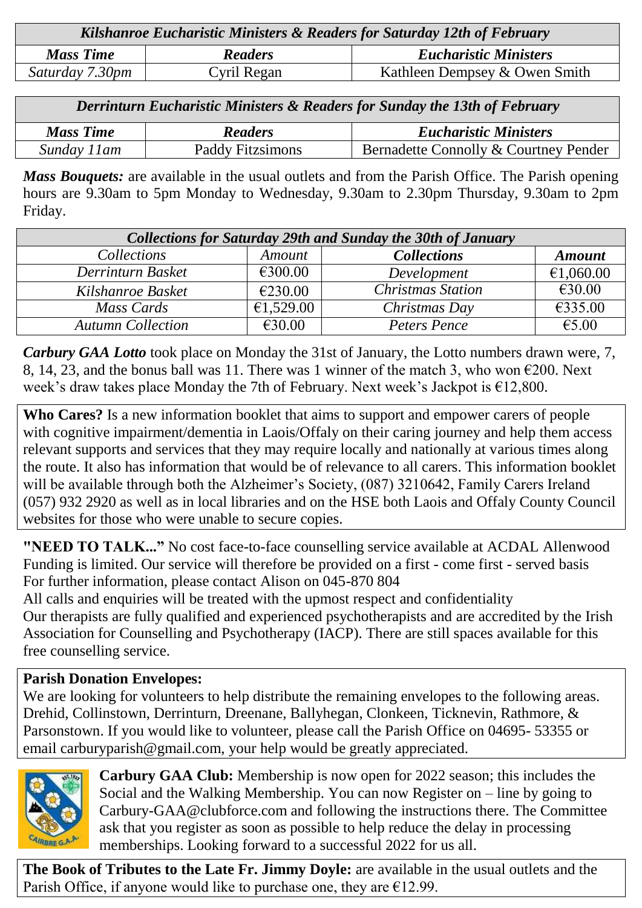| *Kilshanroe Eucharistic Ministers & Readers for Saturday 12th of February* | | |
|---|---|---|
| ***Mass Time*** | ***Readers*** | ***Eucharistic Ministers*** |
| *Saturday 7.30pm* | Cyril Regan | Kathleen Dempsey & Owen Smith |

| *Derrinturn Eucharistic Ministers & Readers for Sunday the 13th of February* | | |
|---|---|---|
| ***Mass Time*** | ***Readers*** | ***Eucharistic Ministers*** |
| *Sunday 11am* | Paddy Fitzsimons | Bernadette Connolly & Courtney Pender |

***Mass Bouquets:*** are available in the usual outlets and from the Parish Office. The Parish opening hours are 9.30am to 5pm Monday to Wednesday, 9.30am to 2.30pm Thursday, 9.30am to 2pm Friday.

| *Collections for Saturday 29th and Sunday the 30th of January* | | | |
|---|---|---|---|
| *Collections* | *Amount* | ***Collections*** | ***Amount*** |
| *Derrinturn Basket* | €300.00 | *Development* | €1,060.00 |
| *Kilshanroe Basket* | €230.00 | *Christmas Station* | €30.00 |
| *Mass Cards* | €1,529.00 | *Christmas Day* | €335.00 |
| *Autumn Collection* | €30.00 | *Peters Pence* | €5.00 |

***Carbury GAA Lotto*** took place on Monday the 31st of January, the Lotto numbers drawn were, 7, 8, 14, 23, and the bonus ball was 11. There was 1 winner of the match 3, who won €200. Next week's draw takes place Monday the 7th of February. Next week's Jackpot is €12,800.

**Who Cares?** Is a new information booklet that aims to support and empower carers of people with cognitive impairment/dementia in Laois/Offaly on their caring journey and help them access relevant supports and services that they may require locally and nationally at various times along the route. It also has information that would be of relevance to all carers. This information booklet will be available through both the Alzheimer's Society, (087) 3210642, Family Carers Ireland (057) 932 2920 as well as in local libraries and on the HSE both Laois and Offaly County Council websites for those who were unable to secure copies.

**"NEED TO TALK..."** No cost face-to-face counselling service available at ACDAL Allenwood
Funding is limited. Our service will therefore be provided on a first - come first - served basis
For further information, please contact Alison on 045-870 804
All calls and enquiries will be treated with the upmost respect and confidentiality
Our therapists are fully qualified and experienced psychotherapists and are accredited by the Irish Association for Counselling and Psychotherapy (IACP). There are still spaces available for this free counselling service.

**Parish Donation Envelopes:**
We are looking for volunteers to help distribute the remaining envelopes to the following areas. Drehid, Collinstown, Derrinturn, Dreenane, Ballyhegan, Clonkeen, Ticknevin, Rathmore, & Parsonstown. If you would like to volunteer, please call the Parish Office on 04695- 53355 or email carburyparish@gmail.com, your help would be greatly appreciated.

**Carbury GAA Club:** Membership is now open for 2022 season; this includes the Social and the Walking Membership. You can now Register on – line by going to Carbury-GAA@clubforce.com and following the instructions there. The Committee ask that you register as soon as possible to help reduce the delay in processing memberships. Looking forward to a successful 2022 for us all.

**The Book of Tributes to the Late Fr. Jimmy Doyle:** are available in the usual outlets and the Parish Office, if anyone would like to purchase one, they are €12.99.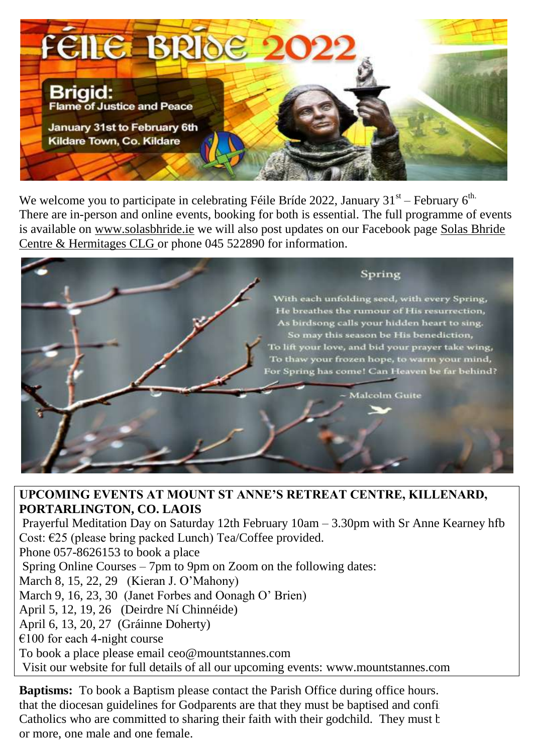# FÉILE BRÍDE 2022

**Brigid:**
Flame of Justice and Peace

January 31st to February 6th
Kildare Town, Co. Kildare

We welcome you to participate in celebrating Féile Bríde 2022, January 31st – February 6th. There are in-person and online events, booking for both is essential. The full programme of events is available on www.solasbhride.ie we will also post updates on our Facebook page Solas Bhride Centre & Hermitages CLG or phone 045 522890 for information.

Spring

With each unfolding seed, with every Spring,
He breathes the rumour of His resurrection,
As birdsong calls your hidden heart to sing.
So may this season be His benediction,
To lift your love, and bid your prayer take wing,
To thaw your frozen hope, to warm your mind,
For Spring has come! Can Heaven be far behind?

~ Malcolm Guite

**UPCOMING EVENTS AT MOUNT ST ANNE'S RETREAT CENTRE, KILLENARD, PORTARLINGTON, CO. LAOIS**

Prayerful Meditation Day on Saturday 12th February 10am – 3.30pm with Sr Anne Kearney hfb
Cost: €25 (please bring packed Lunch) Tea/Coffee provided.
Phone 057-8626153 to book a place
Spring Online Courses – 7pm to 9pm on Zoom on the following dates:
March 8, 15, 22, 29 (Kieran J. O'Mahony)
March 9, 16, 23, 30 (Janet Forbes and Oonagh O' Brien)
April 5, 12, 19, 26 (Deirdre Ní Chinnéide)
April 6, 13, 20, 27 (Gráinne Doherty)
€100 for each 4-night course
To book a place please email ceo@mountstannes.com
Visit our website for full details of all our upcoming events: www.mountstannes.com

**Baptisms:** To book a Baptism please contact the Parish Office during office hours. that the diocesan guidelines for Godparents are that they must be baptised and confi Catholics who are committed to sharing their faith with their godchild. They must b or more, one male and one female.